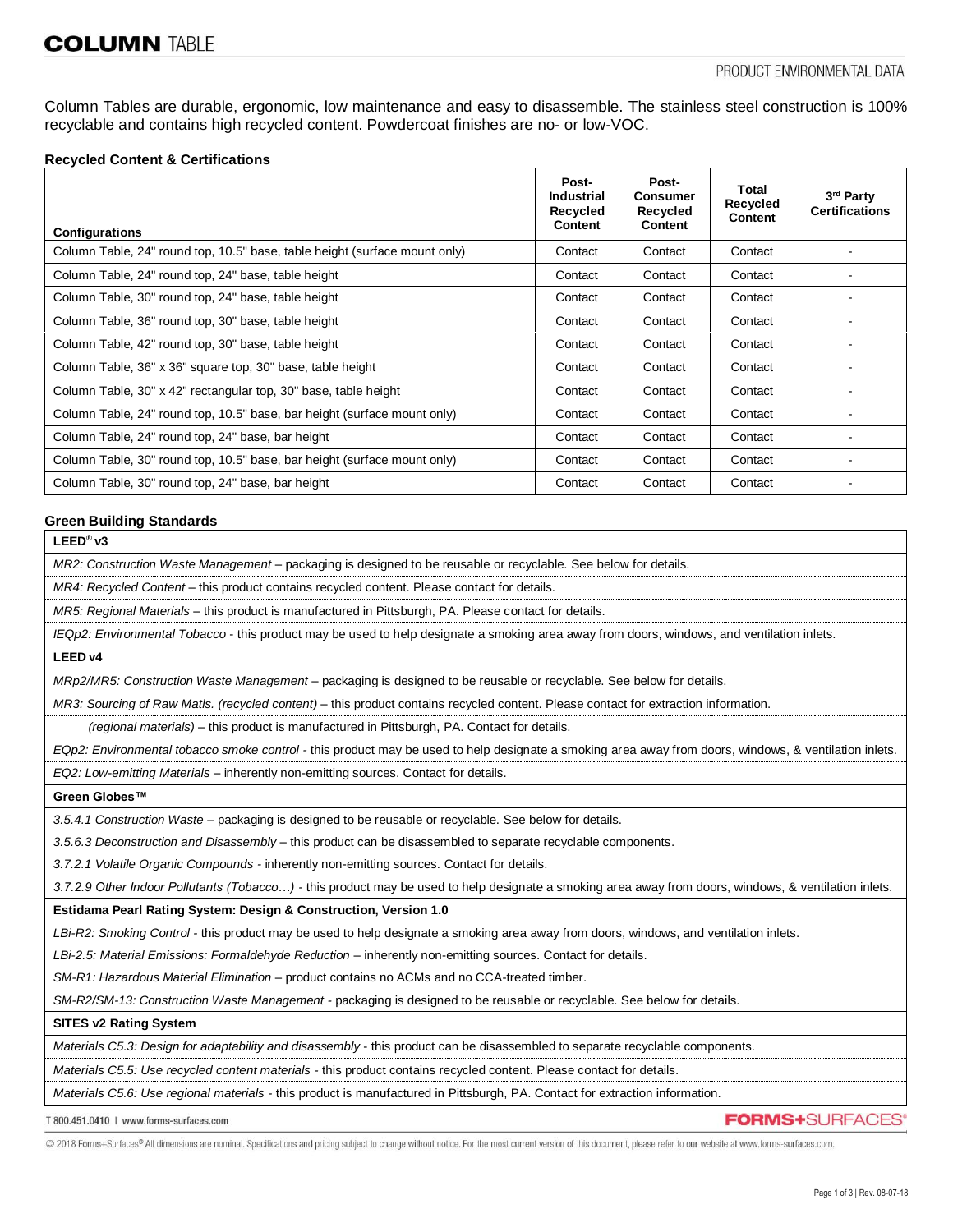# COLUMN TABLE

## PRODUCT ENVIRONMENTAL DATA

Column Tables are durable, ergonomic, low maintenance and easy to disassemble. The stainless steel construction is 100% recyclable and contains high recycled content. Powdercoat finishes are no- or low-VOC.

### Recycled Content & Certifications

| Configurations | Post-Industrial Recycled Content | Post-Consumer Recycled Content | Total Recycled Content | 3rd Party Certifications |
|---|---|---|---|---|
| Column Table, 24" round top, 10.5" base, table height (surface mount only) | Contact | Contact | Contact | - |
| Column Table, 24" round top, 24" base, table height | Contact | Contact | Contact | - |
| Column Table, 30" round top, 24" base, table height | Contact | Contact | Contact | - |
| Column Table, 36" round top, 30" base, table height | Contact | Contact | Contact | - |
| Column Table, 42" round top, 30" base, table height | Contact | Contact | Contact | - |
| Column Table, 36" x 36" square top, 30" base, table height | Contact | Contact | Contact | - |
| Column Table, 30" x 42" rectangular top, 30" base, table height | Contact | Contact | Contact | - |
| Column Table, 24" round top, 10.5" base, bar height (surface mount only) | Contact | Contact | Contact | - |
| Column Table, 24" round top, 24" base, bar height | Contact | Contact | Contact | - |
| Column Table, 30" round top, 10.5" base, bar height (surface mount only) | Contact | Contact | Contact | - |
| Column Table, 30" round top, 24" base, bar height | Contact | Contact | Contact | - |

### Green Building Standards

**LEED® v3**

*MR2: Construction Waste Management* – packaging is designed to be reusable or recyclable. See below for details.

*MR4: Recycled Content* – this product contains recycled content. Please contact for details.

*MR5: Regional Materials* – this product is manufactured in Pittsburgh, PA. Please contact for details.

*IEQp2: Environmental Tobacco* - this product may be used to help designate a smoking area away from doors, windows, and ventilation inlets.

**LEED v4**

*MRp2/MR5: Construction Waste Management* – packaging is designed to be reusable or recyclable. See below for details.

*MR3: Sourcing of Raw Matls. (recycled content)* – this product contains recycled content. Please contact for extraction information.

*(regional materials)* – this product is manufactured in Pittsburgh, PA. Contact for details.

*EQp2: Environmental tobacco smoke control* - this product may be used to help designate a smoking area away from doors, windows, & ventilation inlets.

*EQ2: Low-emitting Materials* – inherently non-emitting sources. Contact for details.

**Green Globes™**

*3.5.4.1 Construction Waste* – packaging is designed to be reusable or recyclable. See below for details.

*3.5.6.3 Deconstruction and Disassembly* – this product can be disassembled to separate recyclable components.

*3.7.2.1 Volatile Organic Compounds* - inherently non-emitting sources. Contact for details.

*3.7.2.9 Other Indoor Pollutants (Tobacco…)* - this product may be used to help designate a smoking area away from doors, windows, & ventilation inlets.

**Estidama Pearl Rating System: Design & Construction, Version 1.0**

*LBi-R2: Smoking Control* - this product may be used to help designate a smoking area away from doors, windows, and ventilation inlets.

*LBi-2.5: Material Emissions: Formaldehyde Reduction* – inherently non-emitting sources. Contact for details.

*SM-R1: Hazardous Material Elimination* – product contains no ACMs and no CCA-treated timber.

*SM-R2/SM-13: Construction Waste Management* - packaging is designed to be reusable or recyclable. See below for details.

**SITES v2 Rating System**

*Materials C5.3: Design for adaptability and disassembly* - this product can be disassembled to separate recyclable components.

*Materials C5.5: Use recycled content materials* - this product contains recycled content. Please contact for details.

*Materials C5.6: Use regional materials* - this product is manufactured in Pittsburgh, PA. Contact for extraction information.

T 800.451.0410 | www.forms-surfaces.com

FORMS+SURFACES®

© 2018 Forms+Surfaces® All dimensions are nominal. Specifications and pricing subject to change without notice. For the most current version of this document, please refer to our website at www.forms-surfaces.com.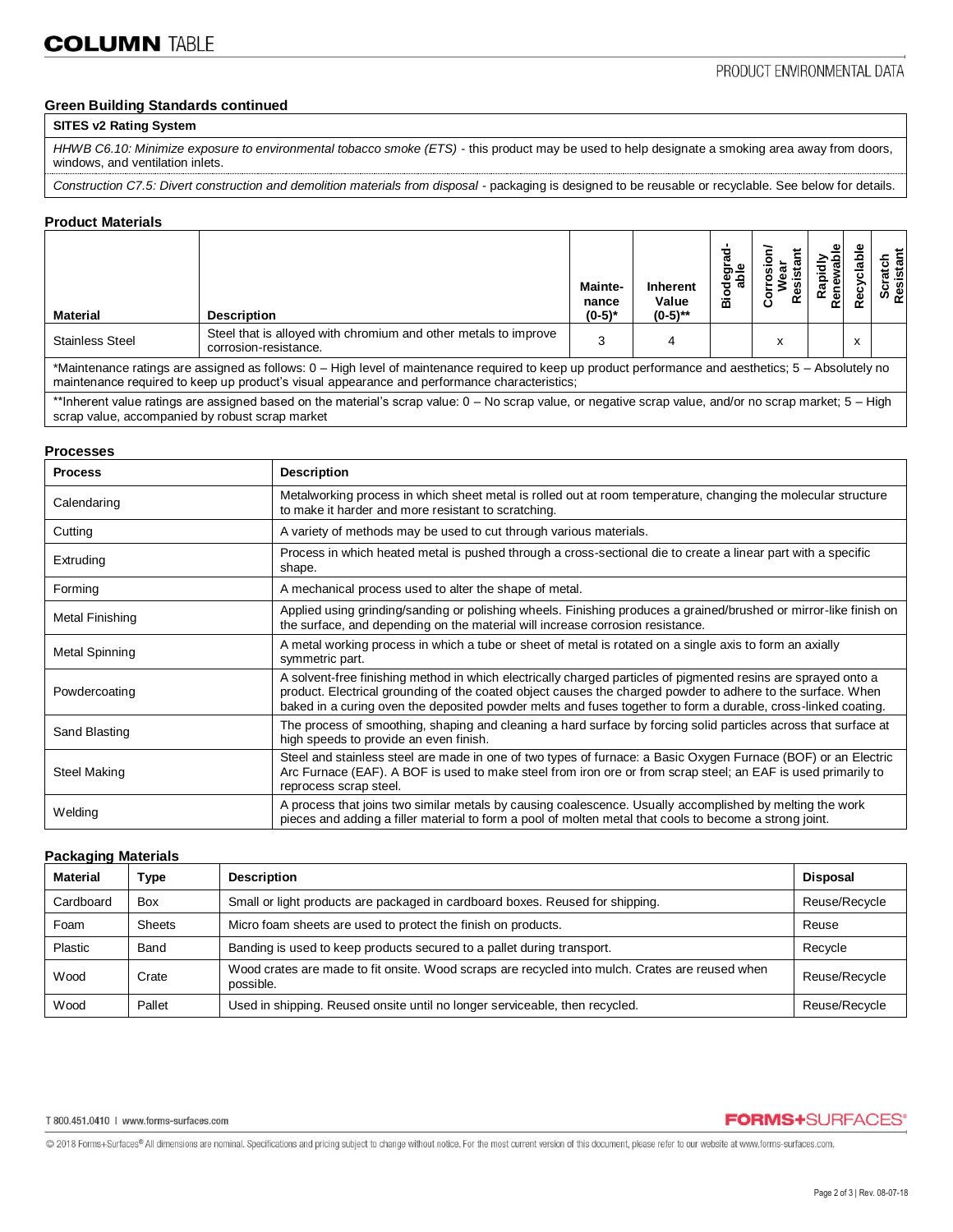## Green Building Standards continued

| SITES v2 Rating System |
|---|
| *HHWB C6.10: Minimize exposure to environmental tobacco smoke (ETS)* - this product may be used to help designate a smoking area away from doors, windows, and ventilation inlets. |
| *Construction C7.5: Divert construction and demolition materials from disposal* - packaging is designed to be reusable or recyclable. See below for details. |

## Product Materials

| Material | Description | Maintenance (0-5)* | Inherent Value (0-5)** | Biodegradable | Corrosion/ Wear Resistant | Rapidly Renewable | Recyclable | Scratch Resistant |
|---|---|---|---|---|---|---|---|---|
| Stainless Steel | Steel that is alloyed with chromium and other metals to improve corrosion-resistance. | 3 | 4 | | x | | x | |

*Maintenance ratings are assigned as follows: 0 – High level of maintenance required to keep up product performance and aesthetics; 5 – Absolutely no maintenance required to keep up product's visual appearance and performance characteristics;

**Inherent value ratings are assigned based on the material's scrap value: 0 – No scrap value, or negative scrap value, and/or no scrap market; 5 – High scrap value, accompanied by robust scrap market

## Processes

| Process | Description |
|---|---|
| Calendaring | Metalworking process in which sheet metal is rolled out at room temperature, changing the molecular structure to make it harder and more resistant to scratching. |
| Cutting | A variety of methods may be used to cut through various materials. |
| Extruding | Process in which heated metal is pushed through a cross-sectional die to create a linear part with a specific shape. |
| Forming | A mechanical process used to alter the shape of metal. |
| Metal Finishing | Applied using grinding/sanding or polishing wheels. Finishing produces a grained/brushed or mirror-like finish on the surface, and depending on the material will increase corrosion resistance. |
| Metal Spinning | A metal working process in which a tube or sheet of metal is rotated on a single axis to form an axially symmetric part. |
| Powdercoating | A solvent-free finishing method in which electrically charged particles of pigmented resins are sprayed onto a product. Electrical grounding of the coated object causes the charged powder to adhere to the surface. When baked in a curing oven the deposited powder melts and fuses together to form a durable, cross-linked coating. |
| Sand Blasting | The process of smoothing, shaping and cleaning a hard surface by forcing solid particles across that surface at high speeds to provide an even finish. |
| Steel Making | Steel and stainless steel are made in one of two types of furnace: a Basic Oxygen Furnace (BOF) or an Electric Arc Furnace (EAF). A BOF is used to make steel from iron ore or from scrap steel; an EAF is used primarily to reprocess scrap steel. |
| Welding | A process that joins two similar metals by causing coalescence. Usually accomplished by melting the work pieces and adding a filler material to form a pool of molten metal that cools to become a strong joint. |

## Packaging Materials

| Material | Type | Description | Disposal |
|---|---|---|---|
| Cardboard | Box | Small or light products are packaged in cardboard boxes. Reused for shipping. | Reuse/Recycle |
| Foam | Sheets | Micro foam sheets are used to protect the finish on products. | Reuse |
| Plastic | Band | Banding is used to keep products secured to a pallet during transport. | Recycle |
| Wood | Crate | Wood crates are made to fit onsite. Wood scraps are recycled into mulch. Crates are reused when possible. | Reuse/Recycle |
| Wood | Pallet | Used in shipping. Reused onsite until no longer serviceable, then recycled. | Reuse/Recycle |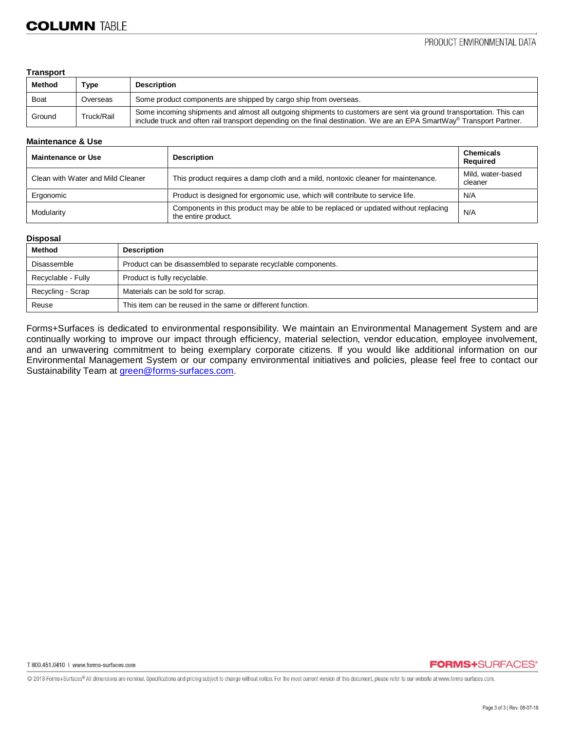## Transport

| Method | Type | Description |
|---|---|---|
| Boat | Overseas | Some product components are shipped by cargo ship from overseas. |
| Ground | Truck/Rail | Some incoming shipments and almost all outgoing shipments to customers are sent via ground transportation. This can include truck and often rail transport depending on the final destination. We are an EPA SmartWay® Transport Partner. |

## Maintenance & Use

| Maintenance or Use | Description | Chemicals Required |
|---|---|---|
| Clean with Water and Mild Cleaner | This product requires a damp cloth and a mild, nontoxic cleaner for maintenance. | Mild, water-based cleaner |
| Ergonomic | Product is designed for ergonomic use, which will contribute to service life. | N/A |
| Modularity | Components in this product may be able to be replaced or updated without replacing the entire product. | N/A |

## Disposal

| Method | Description |
|---|---|
| Disassemble | Product can be disassembled to separate recyclable components. |
| Recyclable - Fully | Product is fully recyclable. |
| Recycling - Scrap | Materials can be sold for scrap. |
| Reuse | This item can be reused in the same or different function. |

Forms+Surfaces is dedicated to environmental responsibility. We maintain an Environmental Management System and are continually working to improve our impact through efficiency, material selection, vendor education, employee involvement, and an unwavering commitment to being exemplary corporate citizens. If you would like additional information on our Environmental Management System or our company environmental initiatives and policies, please feel free to contact our Sustainability Team at green@forms-surfaces.com.